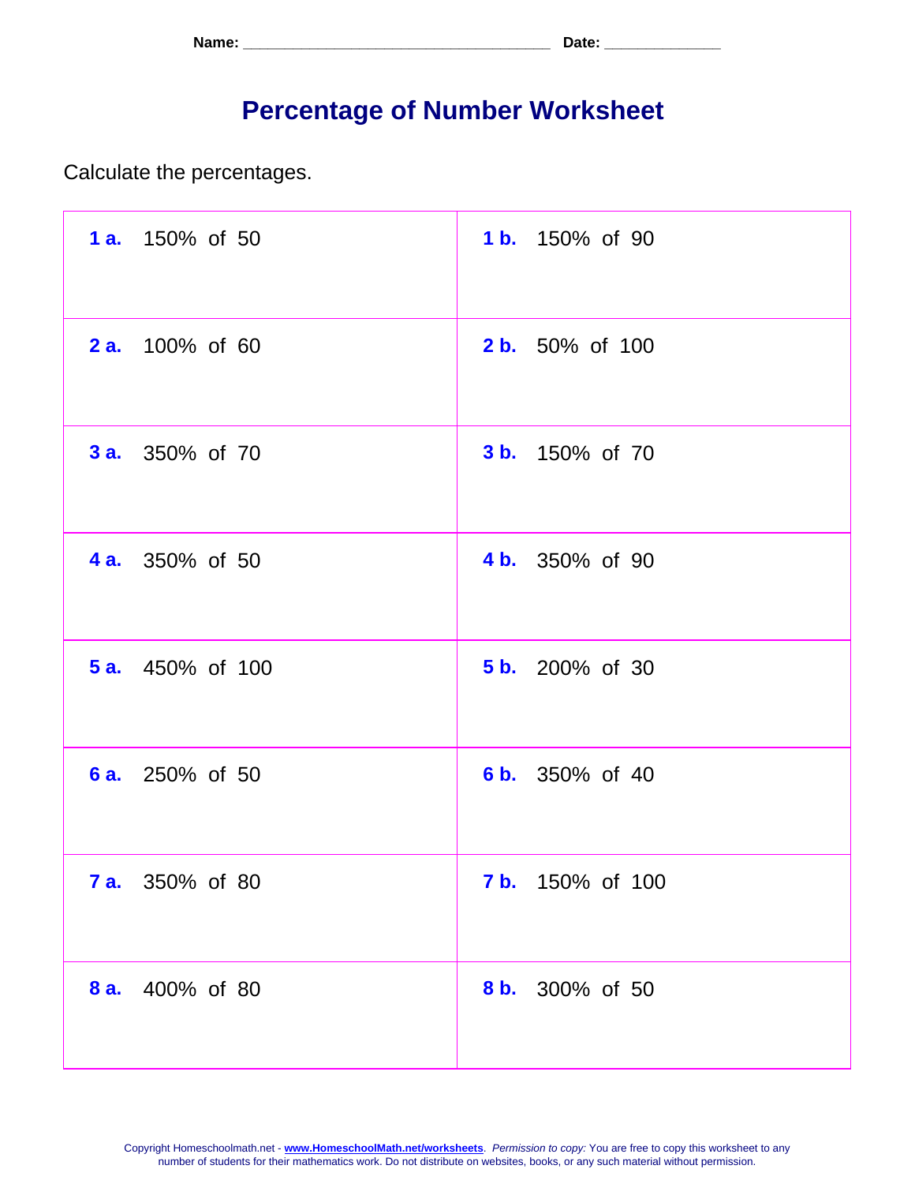Name: ___________________________________ Date: _____________

# Percentage of Number Worksheet

Calculate the percentages.

| | |
|---|---|
| **1 a.** 150% of 50 | **1 b.** 150% of 90 |
| **2 a.** 100% of 60 | **2 b.** 50% of 100 |
| **3 a.** 350% of 70 | **3 b.** 150% of 70 |
| **4 a.** 350% of 50 | **4 b.** 350% of 90 |
| **5 a.** 450% of 100 | **5 b.** 200% of 30 |
| **6 a.** 250% of 50 | **6 b.** 350% of 40 |
| **7 a.** 350% of 80 | **7 b.** 150% of 100 |
| **8 a.** 400% of 80 | **8 b.** 300% of 50 |

Copyright Homeschoolmath.net - **www.HomeschoolMath.net/worksheets**. *Permission to copy:* You are free to copy this worksheet to any number of students for their mathematics work. Do not distribute on websites, books, or any such material without permission.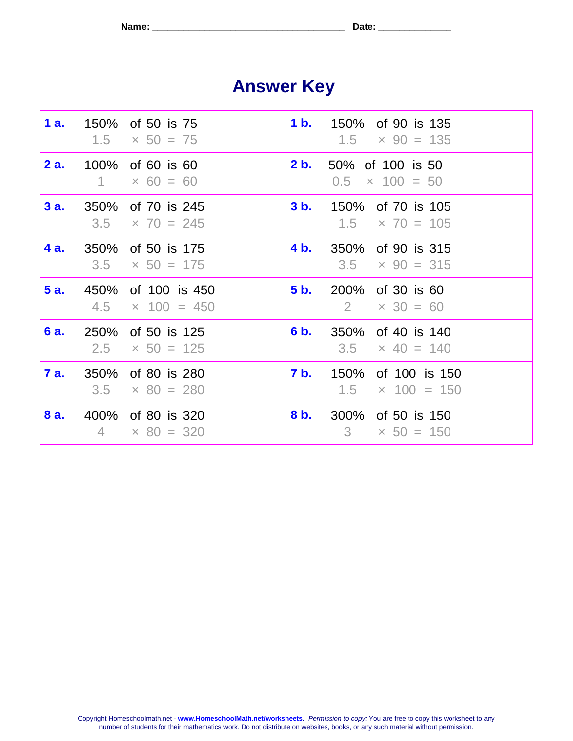Name: ___________________________________ Date: _____________

# Answer Key

| | |
|---|---|
| **1 a.** 150% of 50 is 75<br>1.5 × 50 = 75 | **1 b.** 150% of 90 is 135<br>1.5 × 90 = 135 |
| **2 a.** 100% of 60 is 60<br>1 × 60 = 60 | **2 b.** 50% of 100 is 50<br>0.5 × 100 = 50 |
| **3 a.** 350% of 70 is 245<br>3.5 × 70 = 245 | **3 b.** 150% of 70 is 105<br>1.5 × 70 = 105 |
| **4 a.** 350% of 50 is 175<br>3.5 × 50 = 175 | **4 b.** 350% of 90 is 315<br>3.5 × 90 = 315 |
| **5 a.** 450% of 100 is 450<br>4.5 × 100 = 450 | **5 b.** 200% of 30 is 60<br>2 × 30 = 60 |
| **6 a.** 250% of 50 is 125<br>2.5 × 50 = 125 | **6 b.** 350% of 40 is 140<br>3.5 × 40 = 140 |
| **7 a.** 350% of 80 is 280<br>3.5 × 80 = 280 | **7 b.** 150% of 100 is 150<br>1.5 × 100 = 150 |
| **8 a.** 400% of 80 is 320<br>4 × 80 = 320 | **8 b.** 300% of 50 is 150<br>3 × 50 = 150 |

Copyright Homeschoolmath.net - **www.HomeschoolMath.net/worksheets**. *Permission to copy:* You are free to copy this worksheet to any number of students for their mathematics work. Do not distribute on websites, books, or any such material without permission.